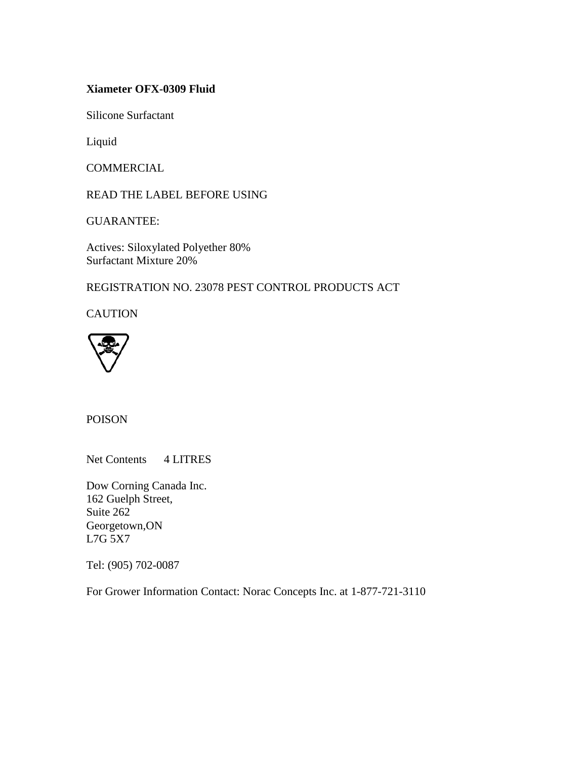**Xiameter OFX-0309 Fluid**

Silicone Surfactant

Liquid

COMMERCIAL

READ THE LABEL BEFORE USING

GUARANTEE:

Actives: Siloxylated Polyether 80%
Surfactant Mixture 20%

REGISTRATION NO. 23078 PEST CONTROL PRODUCTS ACT

CAUTION

POISON

Net Contents 4 LITRES

Dow Corning Canada Inc.
162 Guelph Street,
Suite 262
Georgetown,ON
L7G 5X7

Tel: (905) 702-0087

For Grower Information Contact: Norac Concepts Inc. at 1-877-721-3110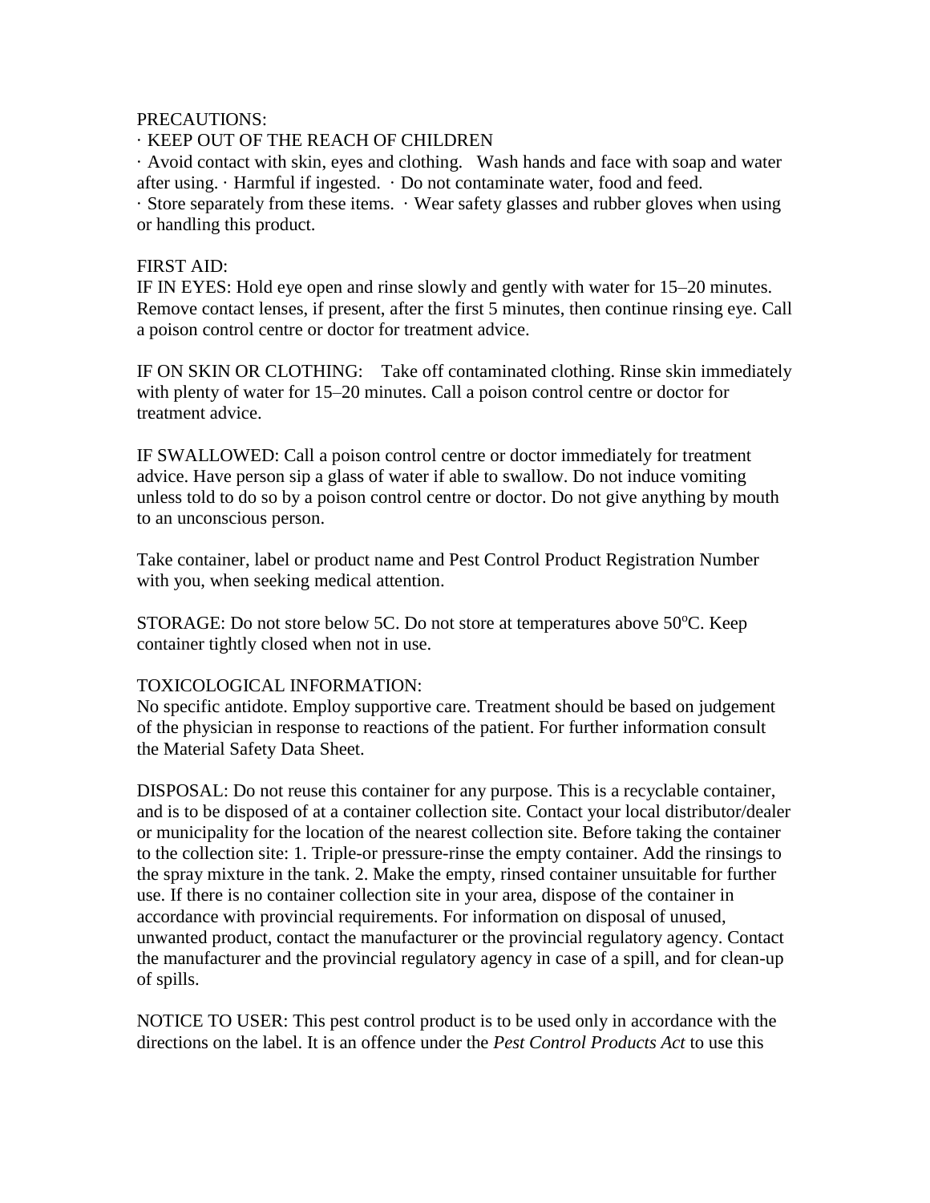PRECAUTIONS:

· KEEP OUT OF THE REACH OF CHILDREN

· Avoid contact with skin, eyes and clothing. Wash hands and face with soap and water after using. · Harmful if ingested. · Do not contaminate water, food and feed.
· Store separately from these items. · Wear safety glasses and rubber gloves when using or handling this product.

FIRST AID:

IF IN EYES: Hold eye open and rinse slowly and gently with water for 15–20 minutes. Remove contact lenses, if present, after the first 5 minutes, then continue rinsing eye. Call a poison control centre or doctor for treatment advice.

IF ON SKIN OR CLOTHING: Take off contaminated clothing. Rinse skin immediately with plenty of water for 15–20 minutes. Call a poison control centre or doctor for treatment advice.

IF SWALLOWED: Call a poison control centre or doctor immediately for treatment advice. Have person sip a glass of water if able to swallow. Do not induce vomiting unless told to do so by a poison control centre or doctor. Do not give anything by mouth to an unconscious person.

Take container, label or product name and Pest Control Product Registration Number with you, when seeking medical attention.

STORAGE: Do not store below 5C. Do not store at temperatures above 50°C. Keep container tightly closed when not in use.

TOXICOLOGICAL INFORMATION:

No specific antidote. Employ supportive care. Treatment should be based on judgement of the physician in response to reactions of the patient. For further information consult the Material Safety Data Sheet.

DISPOSAL: Do not reuse this container for any purpose. This is a recyclable container, and is to be disposed of at a container collection site. Contact your local distributor/dealer or municipality for the location of the nearest collection site. Before taking the container to the collection site: 1. Triple-or pressure-rinse the empty container. Add the rinsings to the spray mixture in the tank. 2. Make the empty, rinsed container unsuitable for further use. If there is no container collection site in your area, dispose of the container in accordance with provincial requirements. For information on disposal of unused, unwanted product, contact the manufacturer or the provincial regulatory agency. Contact the manufacturer and the provincial regulatory agency in case of a spill, and for clean-up of spills.

NOTICE TO USER: This pest control product is to be used only in accordance with the directions on the label. It is an offence under the *Pest Control Products Act* to use this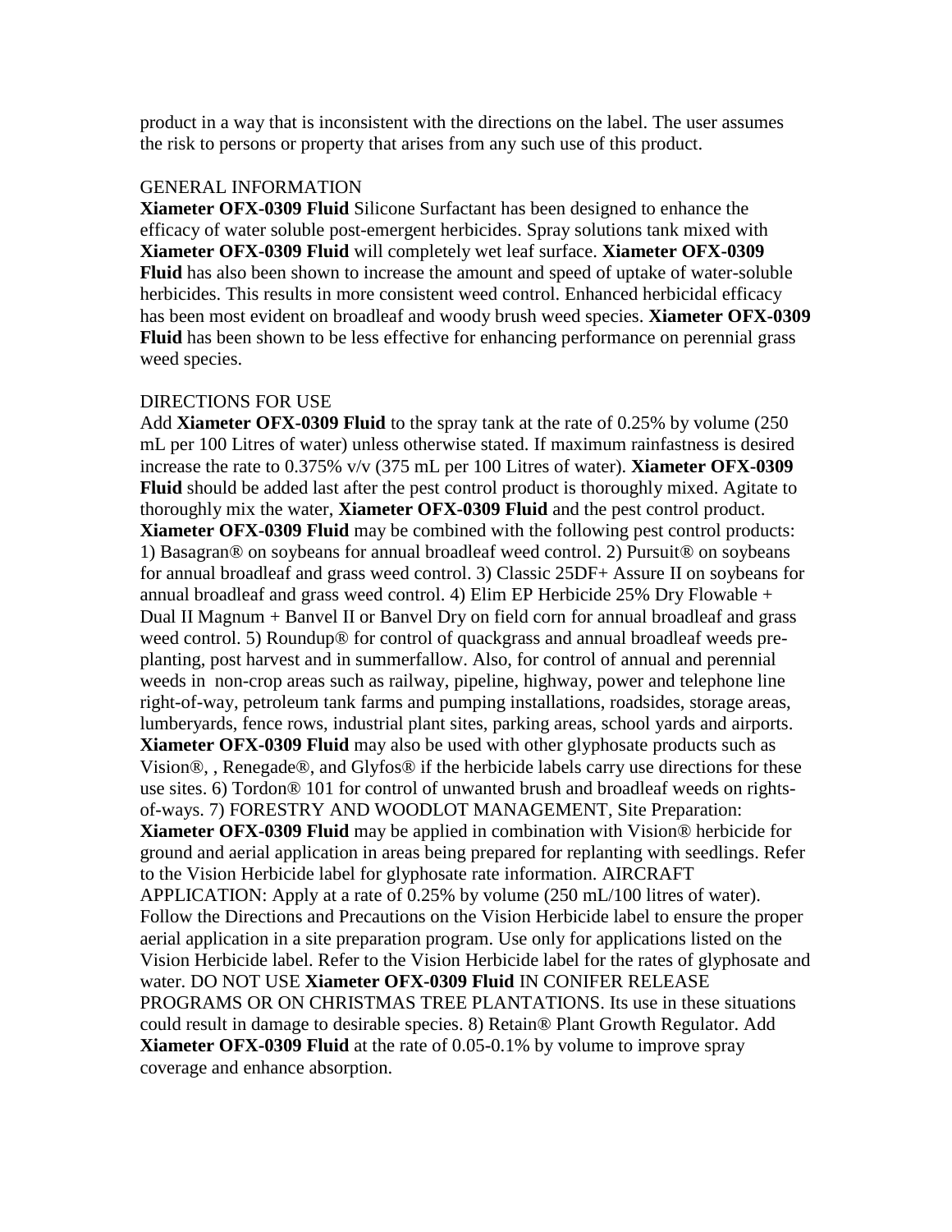product in a way that is inconsistent with the directions on the label. The user assumes the risk to persons or property that arises from any such use of this product.

## GENERAL INFORMATION

**Xiameter OFX-0309 Fluid** Silicone Surfactant has been designed to enhance the efficacy of water soluble post-emergent herbicides. Spray solutions tank mixed with **Xiameter OFX-0309 Fluid** will completely wet leaf surface. **Xiameter OFX-0309 Fluid** has also been shown to increase the amount and speed of uptake of water-soluble herbicides. This results in more consistent weed control. Enhanced herbicidal efficacy has been most evident on broadleaf and woody brush weed species. **Xiameter OFX-0309 Fluid** has been shown to be less effective for enhancing performance on perennial grass weed species.

## DIRECTIONS FOR USE

Add **Xiameter OFX-0309 Fluid** to the spray tank at the rate of 0.25% by volume (250 mL per 100 Litres of water) unless otherwise stated. If maximum rainfastness is desired increase the rate to 0.375% v/v (375 mL per 100 Litres of water). **Xiameter OFX-0309 Fluid** should be added last after the pest control product is thoroughly mixed. Agitate to thoroughly mix the water, **Xiameter OFX-0309 Fluid** and the pest control product. **Xiameter OFX-0309 Fluid** may be combined with the following pest control products: 1) Basagran® on soybeans for annual broadleaf weed control. 2) Pursuit® on soybeans for annual broadleaf and grass weed control. 3) Classic 25DF+ Assure II on soybeans for annual broadleaf and grass weed control. 4) Elim EP Herbicide 25% Dry Flowable + Dual II Magnum + Banvel II or Banvel Dry on field corn for annual broadleaf and grass weed control. 5) Roundup® for control of quackgrass and annual broadleaf weeds pre-planting, post harvest and in summerfallow. Also, for control of annual and perennial weeds in non-crop areas such as railway, pipeline, highway, power and telephone line right-of-way, petroleum tank farms and pumping installations, roadsides, storage areas, lumberyards, fence rows, industrial plant sites, parking areas, school yards and airports. **Xiameter OFX-0309 Fluid** may also be used with other glyphosate products such as Vision®, , Renegade®, and Glyfos® if the herbicide labels carry use directions for these use sites. 6) Tordon® 101 for control of unwanted brush and broadleaf weeds on rights-of-ways. 7) FORESTRY AND WOODLOT MANAGEMENT, Site Preparation: **Xiameter OFX-0309 Fluid** may be applied in combination with Vision® herbicide for ground and aerial application in areas being prepared for replanting with seedlings. Refer to the Vision Herbicide label for glyphosate rate information. AIRCRAFT APPLICATION: Apply at a rate of 0.25% by volume (250 mL/100 litres of water). Follow the Directions and Precautions on the Vision Herbicide label to ensure the proper aerial application in a site preparation program. Use only for applications listed on the Vision Herbicide label. Refer to the Vision Herbicide label for the rates of glyphosate and water. DO NOT USE **Xiameter OFX-0309 Fluid** IN CONIFER RELEASE PROGRAMS OR ON CHRISTMAS TREE PLANTATIONS. Its use in these situations could result in damage to desirable species. 8) Retain® Plant Growth Regulator. Add **Xiameter OFX-0309 Fluid** at the rate of 0.05-0.1% by volume to improve spray coverage and enhance absorption.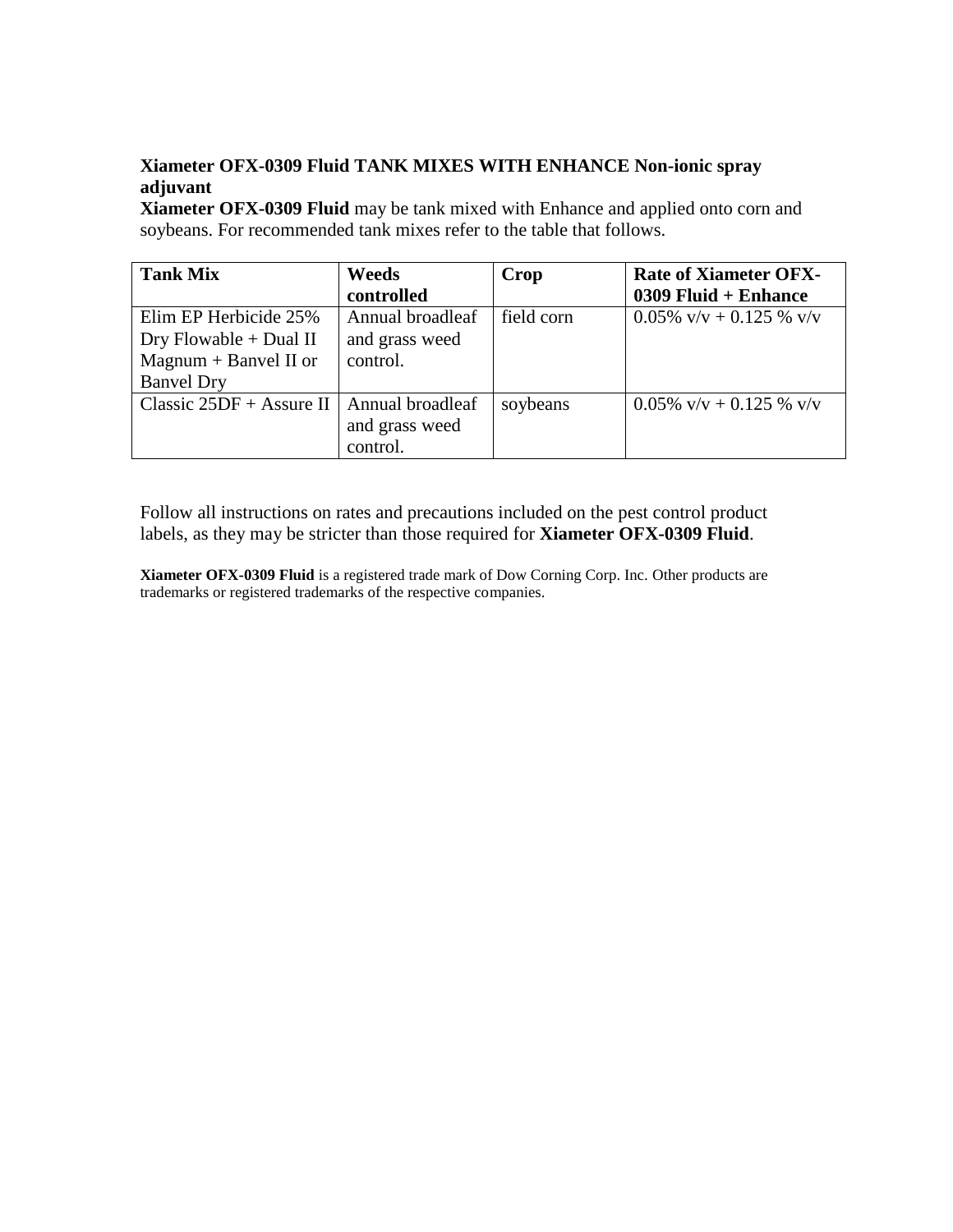**Xiameter OFX-0309 Fluid TANK MIXES WITH ENHANCE Non-ionic spray adjuvant**

**Xiameter OFX-0309 Fluid** may be tank mixed with Enhance and applied onto corn and soybeans. For recommended tank mixes refer to the table that follows.

| Tank Mix | Weeds controlled | Crop | Rate of Xiameter OFX-0309 Fluid + Enhance |
|---|---|---|---|
| Elim EP Herbicide 25% Dry Flowable + Dual II Magnum + Banvel II or Banvel Dry | Annual broadleaf and grass weed control. | field corn | 0.05% v/v + 0.125 % v/v |
| Classic 25DF + Assure II | Annual broadleaf and grass weed control. | soybeans | 0.05% v/v + 0.125 % v/v |

Follow all instructions on rates and precautions included on the pest control product labels, as they may be stricter than those required for **Xiameter OFX-0309 Fluid**.

**Xiameter OFX-0309 Fluid** is a registered trade mark of Dow Corning Corp. Inc. Other products are trademarks or registered trademarks of the respective companies.